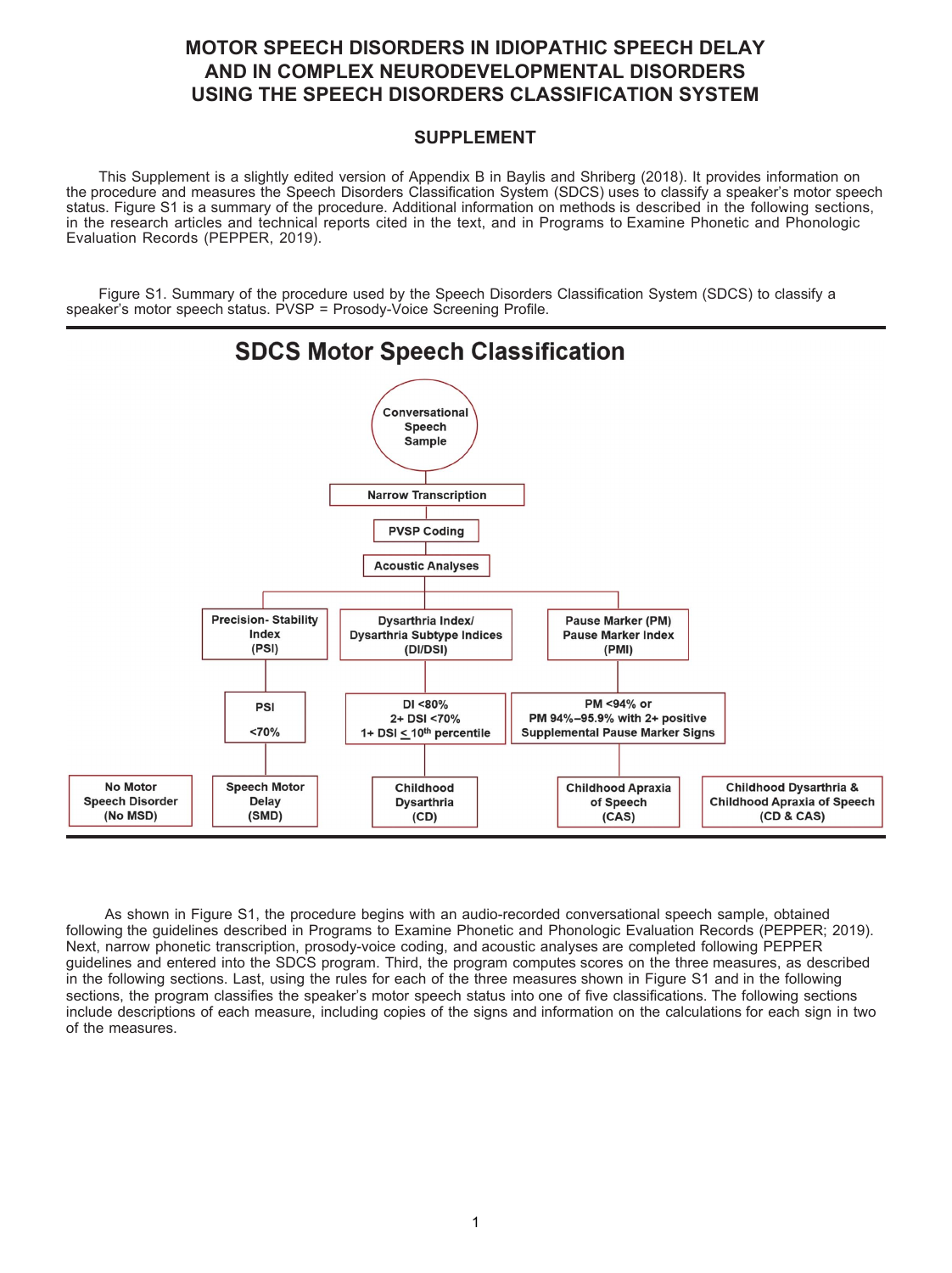# MOTOR SPEECH DISORDERS IN IDIOPATHIC SPEECH DELAY AND IN COMPLEX NEURODEVELOPMENTAL DISORDERS USING THE SPEECH DISORDERS CLASSIFICATION SYSTEM

## SUPPLEMENT

This Supplement is a slightly edited version of Appendix B in Baylis and Shriberg (2018). It provides information on the procedure and measures the Speech Disorders Classification System (SDCS) uses to classify a speaker's motor speech status. Figure S1 is a summary of the procedure. Additional information on methods is described in the following sections, in the research articles and technical reports cited in the text, and in Programs to Examine Phonetic and Phonologic Evaluation Records (PEPPER, 2019).

Figure S1. Summary of the procedure used by the Speech Disorders Classification System (SDCS) to classify a speaker's motor speech status. PVSP = Prosody-Voice Screening Profile.

**SDCS Motor Speech Classification**

- Conversational Speech Sample
- Narrow Transcription
- PVSP Coding
- Acoustic Analyses
- Precision- Stability Index (PSI) → PSI <70% → Speech Motor Delay (SMD)
- Dysarthria Index/ Dysarthria Subtype Indices (DI/DSI) → DI <80%; 2+ DSI <70%; 1+ DSI ≤ 10th percentile → Childhood Dysarthria (CD)
- Pause Marker (PM) Pause Marker Index (PMI) → PM <94% or PM 94%–95.9% with 2+ positive Supplemental Pause Marker Signs → Childhood Apraxia of Speech (CAS)
- No Motor Speech Disorder (No MSD)
- Childhood Dysarthria & Childhood Apraxia of Speech (CD & CAS)

As shown in Figure S1, the procedure begins with an audio-recorded conversational speech sample, obtained following the guidelines described in Programs to Examine Phonetic and Phonologic Evaluation Records (PEPPER; 2019). Next, narrow phonetic transcription, prosody-voice coding, and acoustic analyses are completed following PEPPER guidelines and entered into the SDCS program. Third, the program computes scores on the three measures, as described in the following sections. Last, using the rules for each of the three measures shown in Figure S1 and in the following sections, the program classifies the speaker's motor speech status into one of five classifications. The following sections include descriptions of each measure, including copies of the signs and information on the calculations for each sign in two of the measures.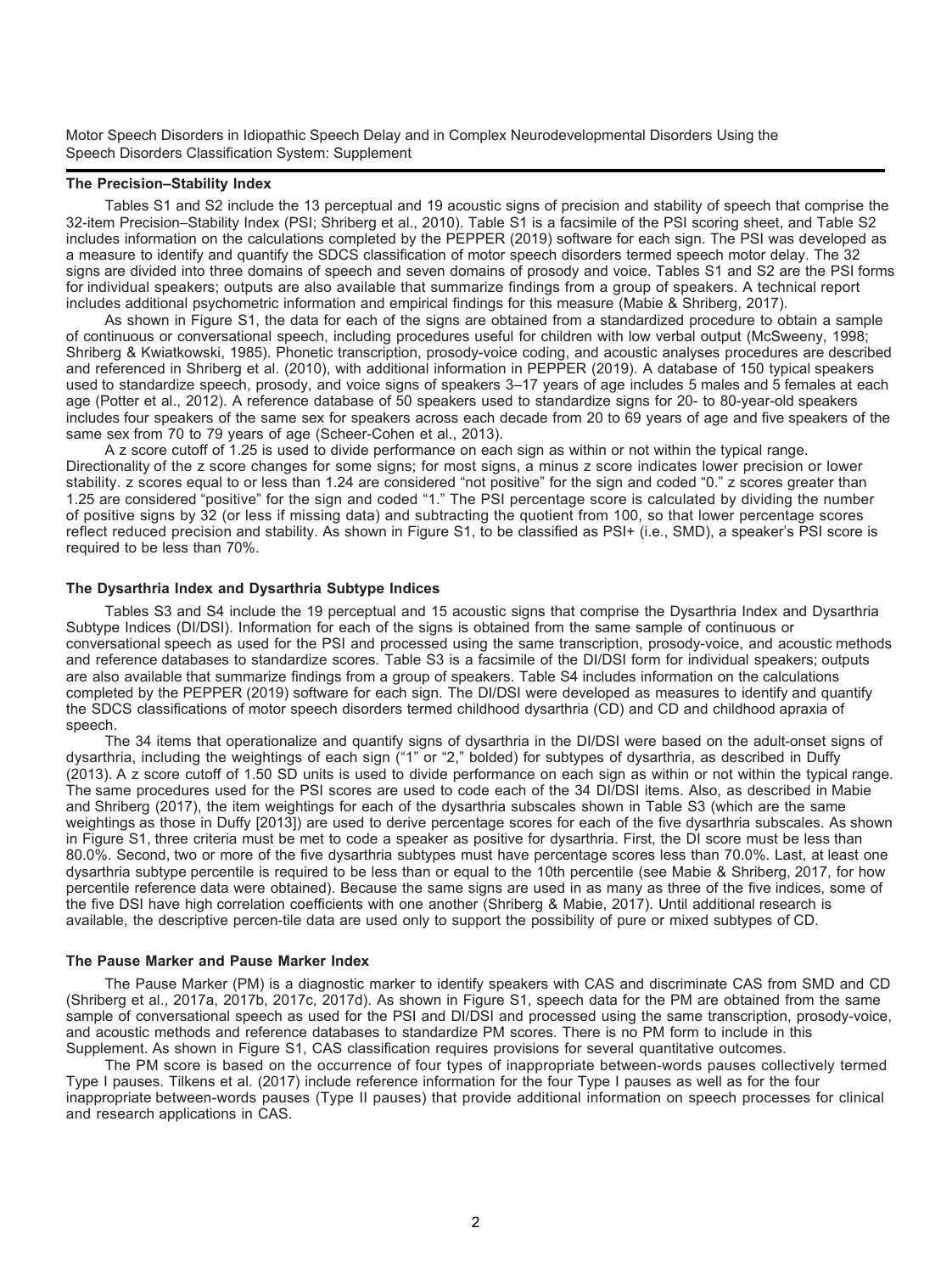Motor Speech Disorders in Idiopathic Speech Delay and in Complex Neurodevelopmental Disorders Using the Speech Disorders Classification System: Supplement

## The Precision–Stability Index

Tables S1 and S2 include the 13 perceptual and 19 acoustic signs of precision and stability of speech that comprise the 32-item Precision–Stability Index (PSI; Shriberg et al., 2010). Table S1 is a facsimile of the PSI scoring sheet, and Table S2 includes information on the calculations completed by the PEPPER (2019) software for each sign. The PSI was developed as a measure to identify and quantify the SDCS classification of motor speech disorders termed speech motor delay. The 32 signs are divided into three domains of speech and seven domains of prosody and voice. Tables S1 and S2 are the PSI forms for individual speakers; outputs are also available that summarize findings from a group of speakers. A technical report includes additional psychometric information and empirical findings for this measure (Mabie & Shriberg, 2017).

As shown in Figure S1, the data for each of the signs are obtained from a standardized procedure to obtain a sample of continuous or conversational speech, including procedures useful for children with low verbal output (McSweeny, 1998; Shriberg & Kwiatkowski, 1985). Phonetic transcription, prosody-voice coding, and acoustic analyses procedures are described and referenced in Shriberg et al. (2010), with additional information in PEPPER (2019). A database of 150 typical speakers used to standardize speech, prosody, and voice signs of speakers 3–17 years of age includes 5 males and 5 females at each age (Potter et al., 2012). A reference database of 50 speakers used to standardize signs for 20- to 80-year-old speakers includes four speakers of the same sex for speakers across each decade from 20 to 69 years of age and five speakers of the same sex from 70 to 79 years of age (Scheer-Cohen et al., 2013).

A z score cutoff of 1.25 is used to divide performance on each sign as within or not within the typical range. Directionality of the z score changes for some signs; for most signs, a minus z score indicates lower precision or lower stability. z scores equal to or less than 1.24 are considered "not positive" for the sign and coded "0." z scores greater than 1.25 are considered "positive" for the sign and coded "1." The PSI percentage score is calculated by dividing the number of positive signs by 32 (or less if missing data) and subtracting the quotient from 100, so that lower percentage scores reflect reduced precision and stability. As shown in Figure S1, to be classified as PSI+ (i.e., SMD), a speaker's PSI score is required to be less than 70%.

## The Dysarthria Index and Dysarthria Subtype Indices

Tables S3 and S4 include the 19 perceptual and 15 acoustic signs that comprise the Dysarthria Index and Dysarthria Subtype Indices (DI/DSI). Information for each of the signs is obtained from the same sample of continuous or conversational speech as used for the PSI and processed using the same transcription, prosody-voice, and acoustic methods and reference databases to standardize scores. Table S3 is a facsimile of the DI/DSI form for individual speakers; outputs are also available that summarize findings from a group of speakers. Table S4 includes information on the calculations completed by the PEPPER (2019) software for each sign. The DI/DSI were developed as measures to identify and quantify the SDCS classifications of motor speech disorders termed childhood dysarthria (CD) and CD and childhood apraxia of speech.

The 34 items that operationalize and quantify signs of dysarthria in the DI/DSI were based on the adult-onset signs of dysarthria, including the weightings of each sign ("1" or "2," bolded) for subtypes of dysarthria, as described in Duffy (2013). A z score cutoff of 1.50 SD units is used to divide performance on each sign as within or not within the typical range. The same procedures used for the PSI scores are used to code each of the 34 DI/DSI items. Also, as described in Mabie and Shriberg (2017), the item weightings for each of the dysarthria subscales shown in Table S3 (which are the same weightings as those in Duffy [2013]) are used to derive percentage scores for each of the five dysarthria subscales. As shown in Figure S1, three criteria must be met to code a speaker as positive for dysarthria. First, the DI score must be less than 80.0%. Second, two or more of the five dysarthria subtypes must have percentage scores less than 70.0%. Last, at least one dysarthria subtype percentile is required to be less than or equal to the 10th percentile (see Mabie & Shriberg, 2017, for how percentile reference data were obtained). Because the same signs are used in as many as three of the five indices, some of the five DSI have high correlation coefficients with one another (Shriberg & Mabie, 2017). Until additional research is available, the descriptive percen-tile data are used only to support the possibility of pure or mixed subtypes of CD.

## The Pause Marker and Pause Marker Index

The Pause Marker (PM) is a diagnostic marker to identify speakers with CAS and discriminate CAS from SMD and CD (Shriberg et al., 2017a, 2017b, 2017c, 2017d). As shown in Figure S1, speech data for the PM are obtained from the same sample of conversational speech as used for the PSI and DI/DSI and processed using the same transcription, prosody-voice, and acoustic methods and reference databases to standardize PM scores. There is no PM form to include in this Supplement. As shown in Figure S1, CAS classification requires provisions for several quantitative outcomes.

The PM score is based on the occurrence of four types of inappropriate between-words pauses collectively termed Type I pauses. Tilkens et al. (2017) include reference information for the four Type I pauses as well as for the four inappropriate between-words pauses (Type II pauses) that provide additional information on speech processes for clinical and research applications in CAS.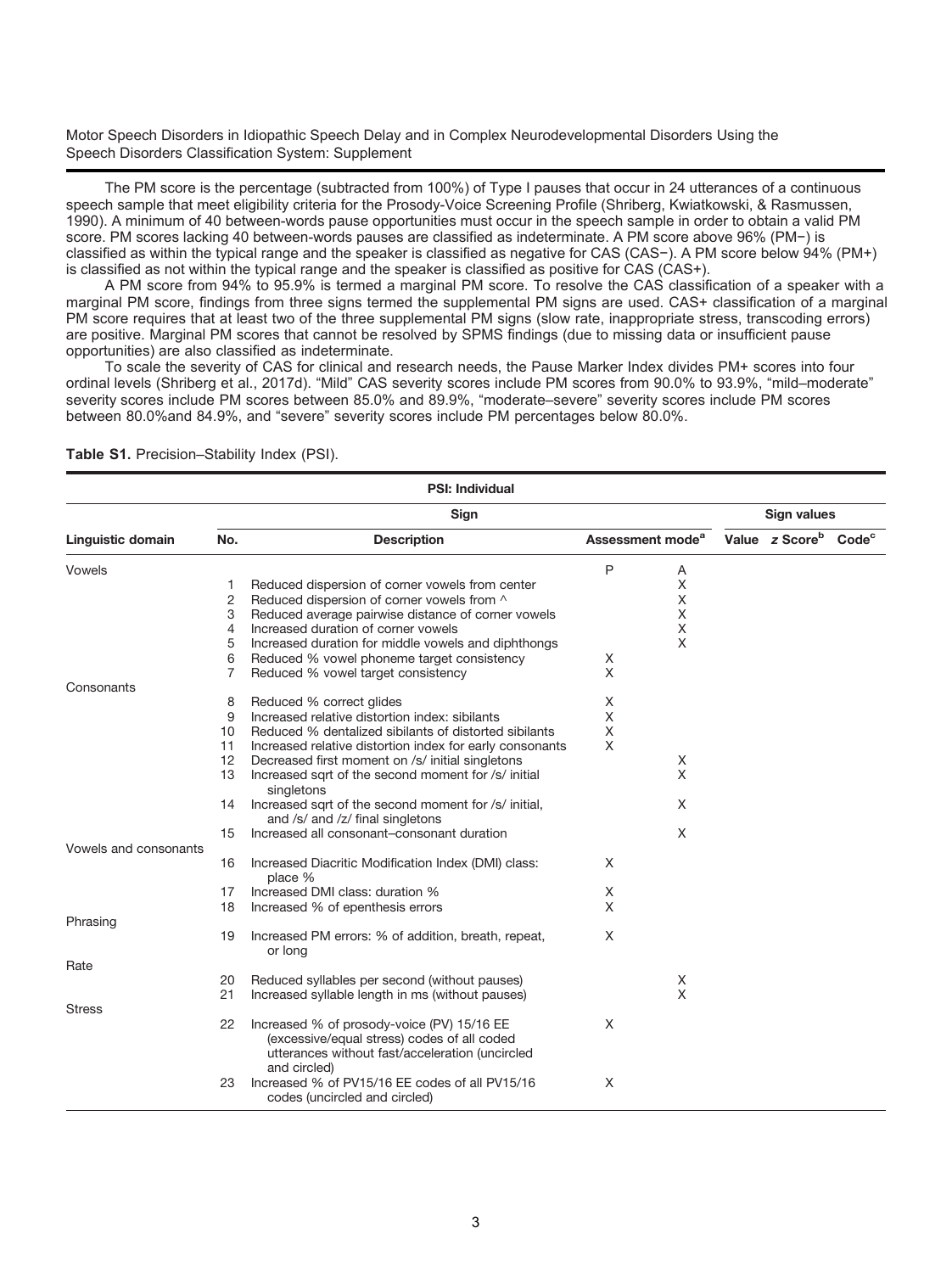The PM score is the percentage (subtracted from 100%) of Type I pauses that occur in 24 utterances of a continuous speech sample that meet eligibility criteria for the Prosody-Voice Screening Profile (Shriberg, Kwiatkowski, & Rasmussen, 1990). A minimum of 40 between-words pause opportunities must occur in the speech sample in order to obtain a valid PM score. PM scores lacking 40 between-words pauses are classified as indeterminate. A PM score above 96% (PM−) is classified as within the typical range and the speaker is classified as negative for CAS (CAS−). A PM score below 94% (PM+) is classified as not within the typical range and the speaker is classified as positive for CAS (CAS+).

A PM score from 94% to 95.9% is termed a marginal PM score. To resolve the CAS classification of a speaker with a marginal PM score, findings from three signs termed the supplemental PM signs are used. CAS+ classification of a marginal PM score requires that at least two of the three supplemental PM signs (slow rate, inappropriate stress, transcoding errors) are positive. Marginal PM scores that cannot be resolved by SPMS findings (due to missing data or insufficient pause opportunities) are also classified as indeterminate.

To scale the severity of CAS for clinical and research needs, the Pause Marker Index divides PM+ scores into four ordinal levels (Shriberg et al., 2017d). "Mild" CAS severity scores include PM scores from 90.0% to 93.9%, "mild–moderate" severity scores include PM scores between 85.0% and 89.9%, "moderate–severe" severity scores include PM scores between 80.0%and 84.9%, and "severe" severity scores include PM percentages below 80.0%.

**Table S1.** Precision–Stability Index (PSI).

| PSI: Individual | | | | | | | |
|---|---|---|---|---|---|---|---|
| | Sign | | | | Sign values | | |
| Linguistic domain | No. | Description | Assessment mode[a] | | Value | z Score[b] | Code[c] |
| Vowels | | | P | A | | | |
| | 1 | Reduced dispersion of corner vowels from center | | X | | | |
| | 2 | Reduced dispersion of corner vowels from ^ | | X | | | |
| | 3 | Reduced average pairwise distance of corner vowels | | X | | | |
| | 4 | Increased duration of corner vowels | | X | | | |
| | 5 | Increased duration for middle vowels and diphthongs | | X | | | |
| | 6 | Reduced % vowel phoneme target consistency | X | | | | |
| | 7 | Reduced % vowel target consistency | X | | | | |
| Consonants | | | | | | | |
| | 8 | Reduced % correct glides | X | | | | |
| | 9 | Increased relative distortion index: sibilants | X | | | | |
| | 10 | Reduced % dentalized sibilants of distorted sibilants | X | | | | |
| | 11 | Increased relative distortion index for early consonants | X | | | | |
| | 12 | Decreased first moment on /s/ initial singletons | | X | | | |
| | 13 | Increased sqrt of the second moment for /s/ initial singletons | | X | | | |
| | 14 | Increased sqrt of the second moment for /s/ initial, and /s/ and /z/ final singletons | | X | | | |
| | 15 | Increased all consonant–consonant duration | | X | | | |
| Vowels and consonants | | | | | | | |
| | 16 | Increased Diacritic Modification Index (DMI) class: place % | X | | | | |
| | 17 | Increased DMI class: duration % | X | | | | |
| | 18 | Increased % of epenthesis errors | X | | | | |
| Phrasing | | | | | | | |
| | 19 | Increased PM errors: % of addition, breath, repeat, or long | X | | | | |
| Rate | | | | | | | |
| | 20 | Reduced syllables per second (without pauses) | | X | | | |
| | 21 | Increased syllable length in ms (without pauses) | | X | | | |
| Stress | | | | | | | |
| | 22 | Increased % of prosody-voice (PV) 15/16 EE (excessive/equal stress) codes of all coded utterances without fast/acceleration (uncircled and circled) | X | | | | |
| | 23 | Increased % of PV15/16 EE codes of all PV15/16 codes (uncircled and circled) | X | | | | |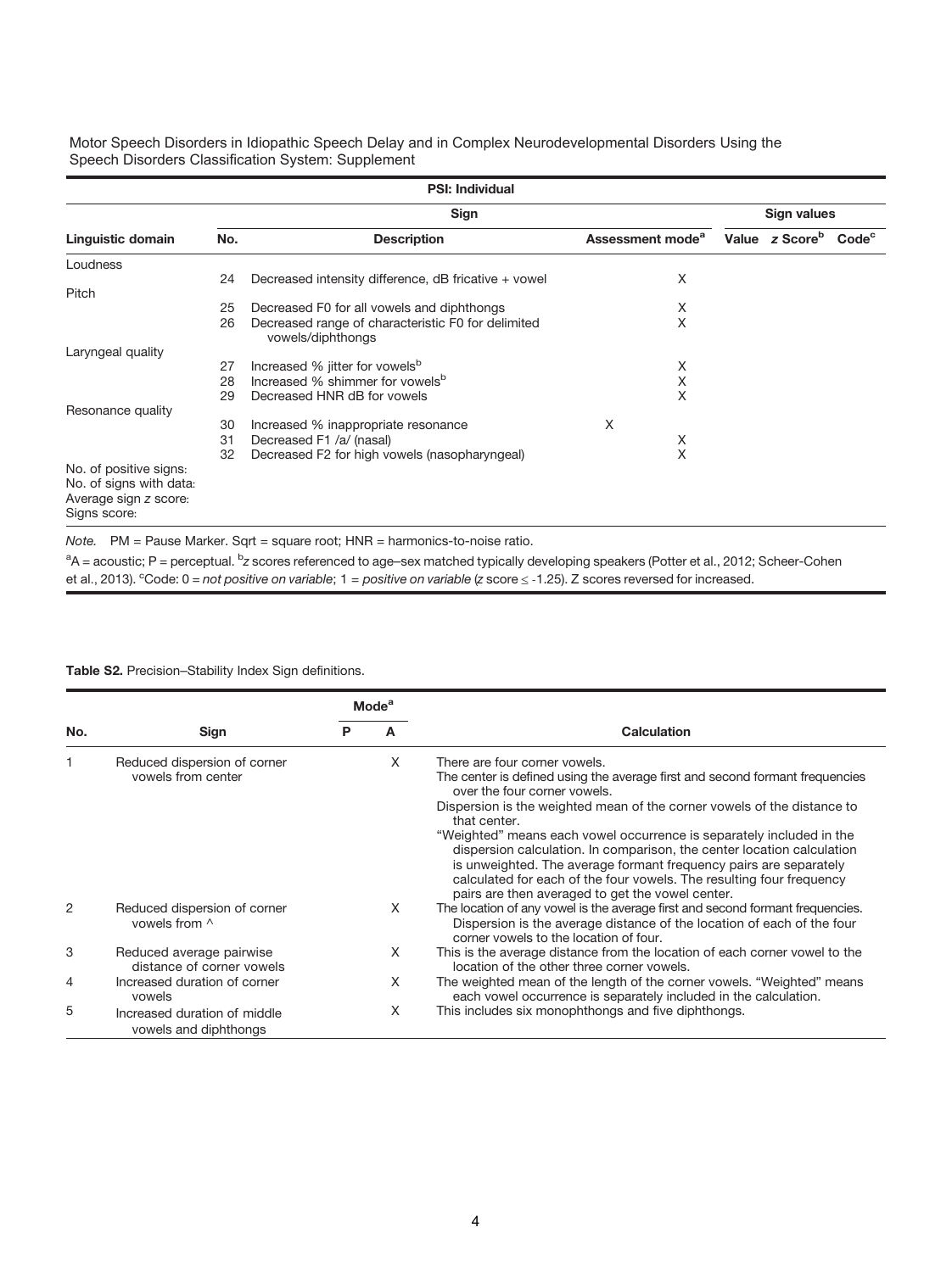| PSI: Individual | | | | | | |
|---|---|---|---|---|---|---|
| | Sign | | | Sign values | | |
| Linguistic domain | No. | Description | Assessment mode[a] | Value | *z* Score[b] | Code[c] |
| Loudness | | | | | | |
| | 24 | Decreased intensity difference, dB fricative + vowel | X | | | |
| Pitch | | | | | | |
| | 25 | Decreased F0 for all vowels and diphthongs | X | | | |
| | 26 | Decreased range of characteristic F0 for delimited vowels/diphthongs | X | | | |
| Laryngeal quality | | | | | | |
| | 27 | Increased % jitter for vowels[b] | X | | | |
| | 28 | Increased % shimmer for vowels[b] | X | | | |
| | 29 | Decreased HNR dB for vowels | X | | | |
| Resonance quality | | | | | | |
| | 30 | Increased % inappropriate resonance | X | | | |
| | 31 | Decreased F1 /a/ (nasal) | X | | | |
| | 32 | Decreased F2 for high vowels (nasopharyngeal) | X | | | |
| No. of positive signs: | | | | | | |
| No. of signs with data: | | | | | | |
| Average sign *z* score: | | | | | | |
| Signs score: | | | | | | |

*Note.* PM = Pause Marker. Sqrt = square root; HNR = harmonics-to-noise ratio.

[a]A = acoustic; P = perceptual. [b]*z* scores referenced to age–sex matched typically developing speakers (Potter et al., 2012; Scheer-Cohen et al., 2013). [c]Code: 0 = *not positive on variable*; 1 = *positive on variable* (*z* score ≤ -1.25). Z scores reversed for increased.

**Table S2.** Precision–Stability Index Sign definitions.

| | | Mode[a] | | |
|---|---|---|---|---|
| No. | Sign | P | A | Calculation |
| 1 | Reduced dispersion of corner vowels from center | | X | There are four corner vowels. The center is defined using the average first and second formant frequencies over the four corner vowels. Dispersion is the weighted mean of the corner vowels of the distance to that center. "Weighted" means each vowel occurrence is separately included in the dispersion calculation. In comparison, the center location calculation is unweighted. The average formant frequency pairs are separately calculated for each of the four vowels. The resulting four frequency pairs are then averaged to get the vowel center. |
| 2 | Reduced dispersion of corner vowels from ^ | | X | The location of any vowel is the average first and second formant frequencies. Dispersion is the average distance of the location of each of the four corner vowels to the location of four. |
| 3 | Reduced average pairwise distance of corner vowels | | X | This is the average distance from the location of each corner vowel to the location of the other three corner vowels. |
| 4 | Increased duration of corner vowels | | X | The weighted mean of the length of the corner vowels. "Weighted" means each vowel occurrence is separately included in the calculation. |
| 5 | Increased duration of middle vowels and diphthongs | | X | This includes six monophthongs and five diphthongs. |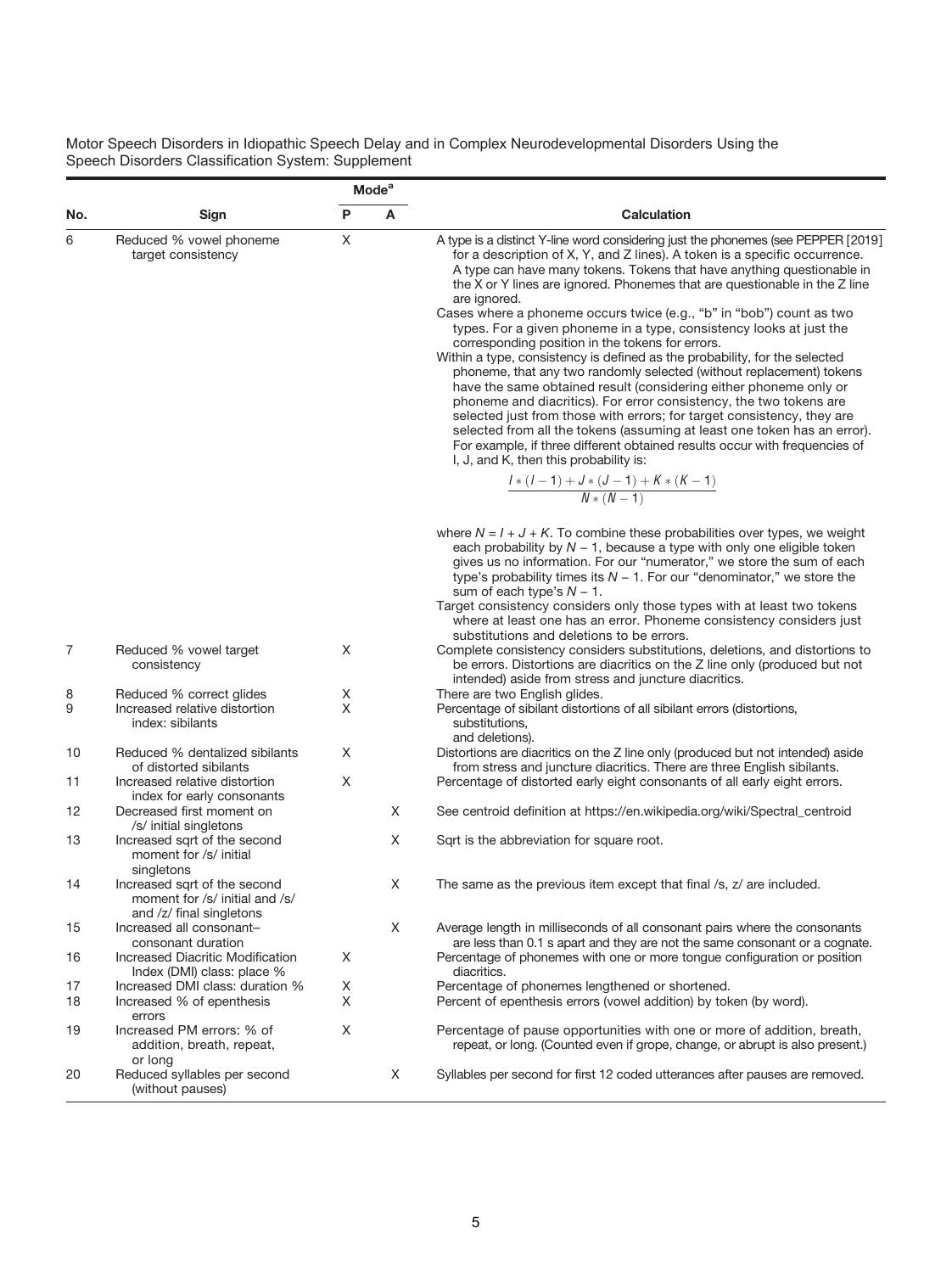Motor Speech Disorders in Idiopathic Speech Delay and in Complex Neurodevelopmental Disorders Using the Speech Disorders Classification System: Supplement

| No. | Sign | Mode[a] P | Mode[a] A | Calculation |
|---|---|---|---|---|
| 6 | Reduced % vowel phoneme target consistency | X | | A type is a distinct Y-line word considering just the phonemes (see PEPPER [2019] for a description of X, Y, and Z lines). A token is a specific occurrence. A type can have many tokens. Tokens that have anything questionable in the X or Y lines are ignored. Phonemes that are questionable in the Z line are ignored. Cases where a phoneme occurs twice (e.g., "b" in "bob") count as two types. For a given phoneme in a type, consistency looks at just the corresponding position in the tokens for errors. Within a type, consistency is defined as the probability, for the selected phoneme, that any two randomly selected (without replacement) tokens have the same obtained result (considering either phoneme only or phoneme and diacritics). For error consistency, the two tokens are selected just from those with errors; for target consistency, they are selected from all the tokens (assuming at least one token has an error). For example, if three different obtained results occur with frequencies of I, J, and K, then this probability is: $$\frac{I*(I-1)+J*(J-1)+K*(K-1)}{N*(N-1)}$$ where $N = I + J + K$. To combine these probabilities over types, we weight each probability by $N - 1$, because a type with only one eligible token gives us no information. For our "numerator," we store the sum of each type's probability times its $N - 1$. For our "denominator," we store the sum of each type's $N - 1$. Target consistency considers only those types with at least two tokens where at least one has an error. Phoneme consistency considers just substitutions and deletions to be errors. |
| 7 | Reduced % vowel target consistency | X | | Complete consistency considers substitutions, deletions, and distortions to be errors. Distortions are diacritics on the Z line only (produced but not intended) aside from stress and juncture diacritics. |
| 8 | Reduced % correct glides | X | | There are two English glides. |
| 9 | Increased relative distortion index: sibilants | X | | Percentage of sibilant distortions of all sibilant errors (distortions, substitutions, and deletions). |
| 10 | Reduced % dentalized sibilants of distorted sibilants | X | | Distortions are diacritics on the Z line only (produced but not intended) aside from stress and juncture diacritics. There are three English sibilants. |
| 11 | Increased relative distortion index for early consonants | X | | Percentage of distorted early eight consonants of all early eight errors. |
| 12 | Decreased first moment on /s/ initial singletons | | X | See centroid definition at https://en.wikipedia.org/wiki/Spectral_centroid |
| 13 | Increased sqrt of the second moment for /s/ initial singletons | | X | Sqrt is the abbreviation for square root. |
| 14 | Increased sqrt of the second moment for /s/ initial and /s/ and /z/ final singletons | | X | The same as the previous item except that final /s, z/ are included. |
| 15 | Increased all consonant–consonant duration | | X | Average length in milliseconds of all consonant pairs where the consonants are less than 0.1 s apart and they are not the same consonant or a cognate. |
| 16 | Increased Diacritic Modification Index (DMI) class: place % | X | | Percentage of phonemes with one or more tongue configuration or position diacritics. |
| 17 | Increased DMI class: duration % | X | | Percentage of phonemes lengthened or shortened. |
| 18 | Increased % of epenthesis errors | X | | Percent of epenthesis errors (vowel addition) by token (by word). |
| 19 | Increased PM errors: % of addition, breath, repeat, or long | X | | Percentage of pause opportunities with one or more of addition, breath, repeat, or long. (Counted even if grope, change, or abrupt is also present.) |
| 20 | Reduced syllables per second (without pauses) | | X | Syllables per second for first 12 coded utterances after pauses are removed. |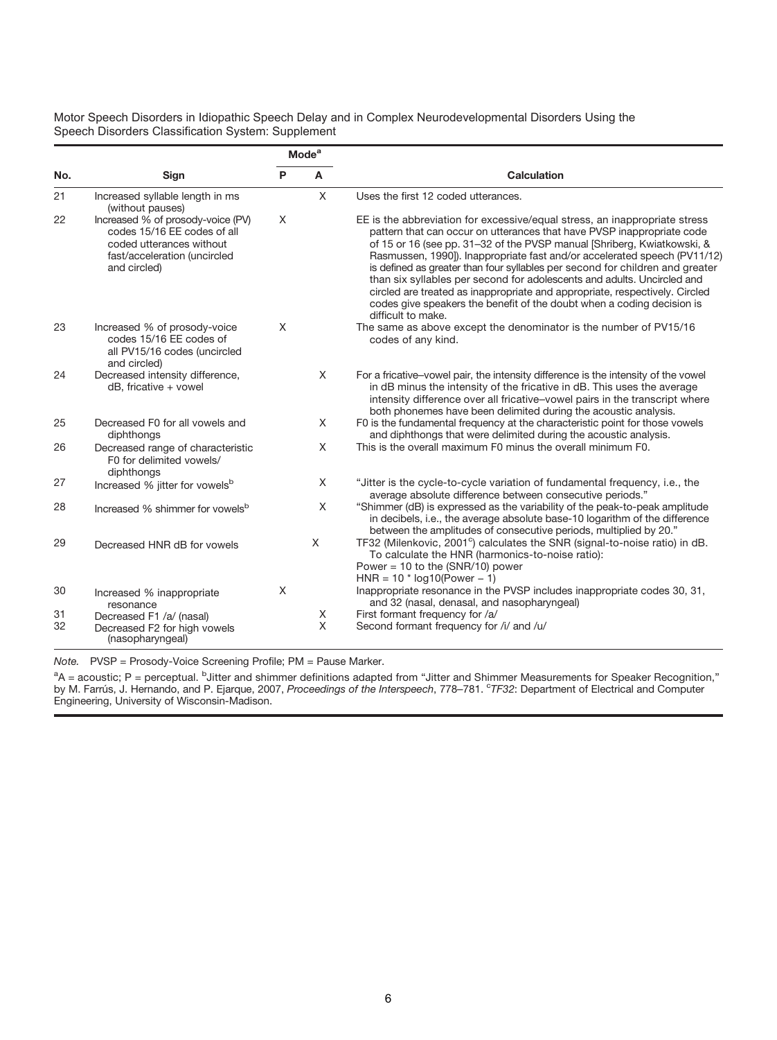Motor Speech Disorders in Idiopathic Speech Delay and in Complex Neurodevelopmental Disorders Using the Speech Disorders Classification System: Supplement

| No. | Sign | Mode[a] | | Calculation |
|---|---|---|---|---|
| | | P | A | |
| 21 | Increased syllable length in ms (without pauses) | | X | Uses the first 12 coded utterances. |
| 22 | Increased % of prosody-voice (PV) codes 15/16 EE codes of all coded utterances without fast/acceleration (uncircled and circled) | X | | EE is the abbreviation for excessive/equal stress, an inappropriate stress pattern that can occur on utterances that have PVSP inappropriate code of 15 or 16 (see pp. 31–32 of the PVSP manual [Shriberg, Kwiatkowski, & Rasmussen, 1990]). Inappropriate fast and/or accelerated speech (PV11/12) is defined as greater than four syllables per second for children and greater than six syllables per second for adolescents and adults. Uncircled and circled are treated as inappropriate and appropriate, respectively. Circled codes give speakers the benefit of the doubt when a coding decision is difficult to make. |
| 23 | Increased % of prosody-voice codes 15/16 EE codes of all PV15/16 codes (uncircled and circled) | X | | The same as above except the denominator is the number of PV15/16 codes of any kind. |
| 24 | Decreased intensity difference, dB, fricative + vowel | | X | For a fricative–vowel pair, the intensity difference is the intensity of the vowel in dB minus the intensity of the fricative in dB. This uses the average intensity difference over all fricative–vowel pairs in the transcript where both phonemes have been delimited during the acoustic analysis. |
| 25 | Decreased F0 for all vowels and diphthongs | | X | F0 is the fundamental frequency at the characteristic point for those vowels and diphthongs that were delimited during the acoustic analysis. |
| 26 | Decreased range of characteristic F0 for delimited vowels/ diphthongs | | X | This is the overall maximum F0 minus the overall minimum F0. |
| 27 | Increased % jitter for vowels[b] | | X | "Jitter is the cycle-to-cycle variation of fundamental frequency, i.e., the average absolute difference between consecutive periods." |
| 28 | Increased % shimmer for vowels[b] | | X | "Shimmer (dB) is expressed as the variability of the peak-to-peak amplitude in decibels, i.e., the average absolute base-10 logarithm of the difference between the amplitudes of consecutive periods, multiplied by 20." |
| 29 | Decreased HNR dB for vowels | | X | TF32 (Milenkovic, 2001[c]) calculates the SNR (signal-to-noise ratio) in dB. To calculate the HNR (harmonics-to-noise ratio): Power = 10 to the (SNR/10) power; HNR = 10 * log10(Power − 1) |
| 30 | Increased % inappropriate resonance | X | | Inappropriate resonance in the PVSP includes inappropriate codes 30, 31, and 32 (nasal, denasal, and nasopharyngeal) |
| 31 | Decreased F1 /a/ (nasal) | | X | First formant frequency for /a/ |
| 32 | Decreased F2 for high vowels (nasopharyngeal) | | X | Second formant frequency for /i/ and /u/ |

*Note.* PVSP = Prosody-Voice Screening Profile; PM = Pause Marker.

[a]A = acoustic; P = perceptual. [b]Jitter and shimmer definitions adapted from "Jitter and Shimmer Measurements for Speaker Recognition," by M. Farrús, J. Hernando, and P. Ejarque, 2007, *Proceedings of the Interspeech*, 778–781. [c]*TF32*: Department of Electrical and Computer Engineering, University of Wisconsin-Madison.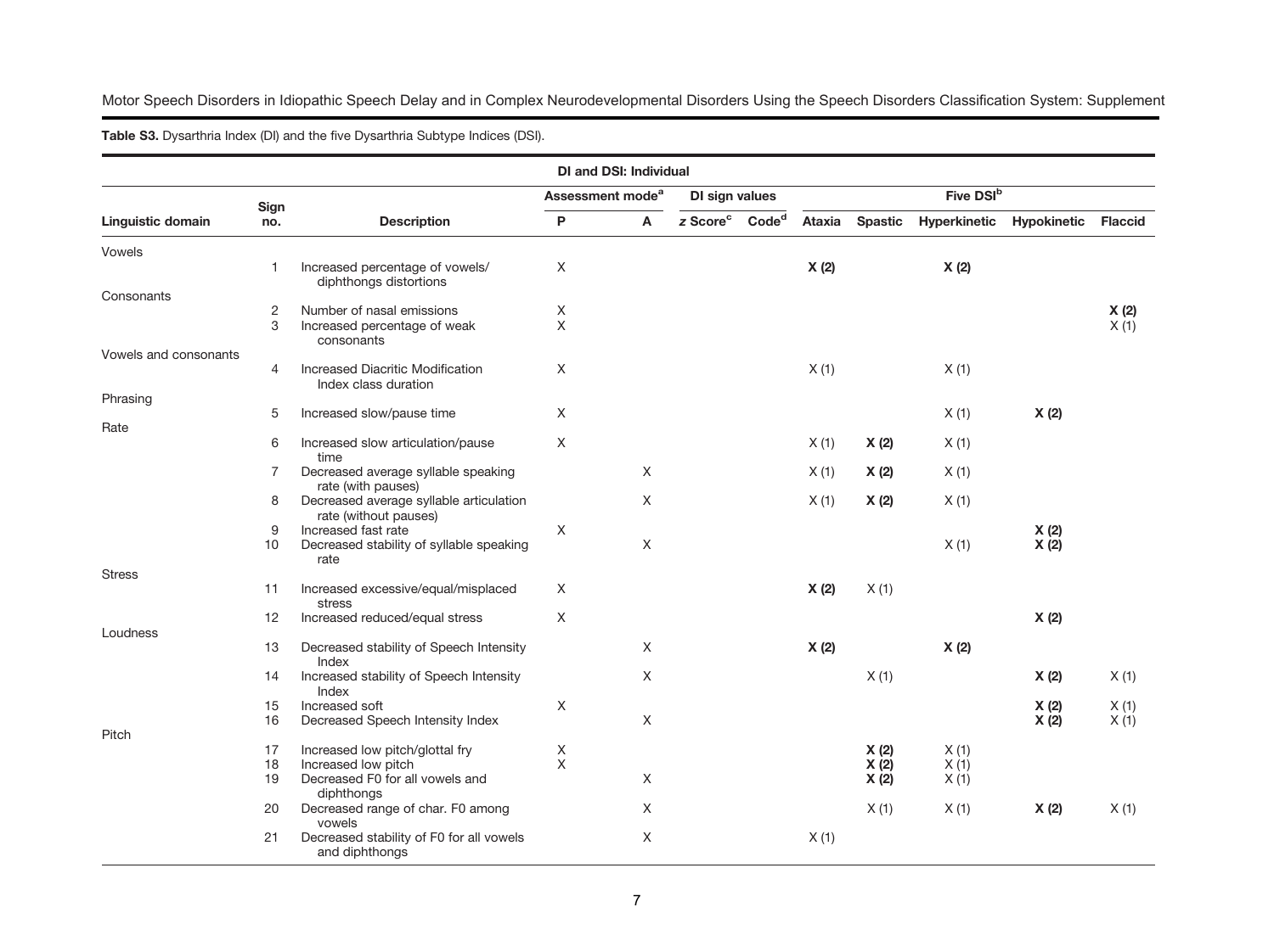**Table S3.** Dysarthria Index (DI) and the five Dysarthria Subtype Indices (DSI).

| | | | DI and DSI: Individual | | | | | | | | |
|---|---|---|---|---|---|---|---|---|---|---|---|
| | | | Assessment mode[a] | | DI sign values | | Five DSI[b] | | | | |
| Linguistic domain | Sign no. | Description | P | A | *z* Score[c] | Code[d] | Ataxia | Spastic | Hyperkinetic | Hypokinetic | Flaccid |
| Vowels | | | | | | | | | | | |
| | 1 | Increased percentage of vowels/ diphthongs distortions | X | | | | **X (2)** | | **X (2)** | | |
| Consonants | | | | | | | | | | | |
| | 2 | Number of nasal emissions | X | | | | | | | | **X (2)** |
| | 3 | Increased percentage of weak consonants | X | | | | | | | | X (1) |
| Vowels and consonants | | | | | | | | | | | |
| | 4 | Increased Diacritic Modification Index class duration | X | | | | X (1) | | X (1) | | |
| Phrasing | | | | | | | | | | | |
| | 5 | Increased slow/pause time | X | | | | | | X (1) | **X (2)** | |
| Rate | | | | | | | | | | | |
| | 6 | Increased slow articulation/pause time | X | | | | X (1) | **X (2)** | X (1) | | |
| | 7 | Decreased average syllable speaking rate (with pauses) | | X | | | X (1) | **X (2)** | X (1) | | |
| | 8 | Decreased average syllable articulation rate (without pauses) | | X | | | X (1) | **X (2)** | X (1) | | |
| | 9 | Increased fast rate | X | | | | | | | **X (2)** | |
| | 10 | Decreased stability of syllable speaking rate | | X | | | | | X (1) | **X (2)** | |
| Stress | | | | | | | | | | | |
| | 11 | Increased excessive/equal/misplaced stress | X | | | | **X (2)** | X (1) | | | |
| | 12 | Increased reduced/equal stress | X | | | | | | | **X (2)** | |
| Loudness | | | | | | | | | | | |
| | 13 | Decreased stability of Speech Intensity Index | | X | | | **X (2)** | | **X (2)** | | |
| | 14 | Increased stability of Speech Intensity Index | | X | | | | X (1) | | **X (2)** | X (1) |
| | 15 | Increased soft | X | | | | | | | **X (2)** | X (1) |
| | 16 | Decreased Speech Intensity Index | | X | | | | | | **X (2)** | X (1) |
| Pitch | | | | | | | | | | | |
| | 17 | Increased low pitch/glottal fry | X | | | | | **X (2)** | X (1) | | |
| | 18 | Increased low pitch | X | | | | | **X (2)** | X (1) | | |
| | 19 | Decreased F0 for all vowels and diphthongs | | X | | | | **X (2)** | X (1) | | |
| | 20 | Decreased range of char. F0 among vowels | | X | | | | X (1) | X (1) | **X (2)** | X (1) |
| | 21 | Decreased stability of F0 for all vowels and diphthongs | | X | | | X (1) | | | | |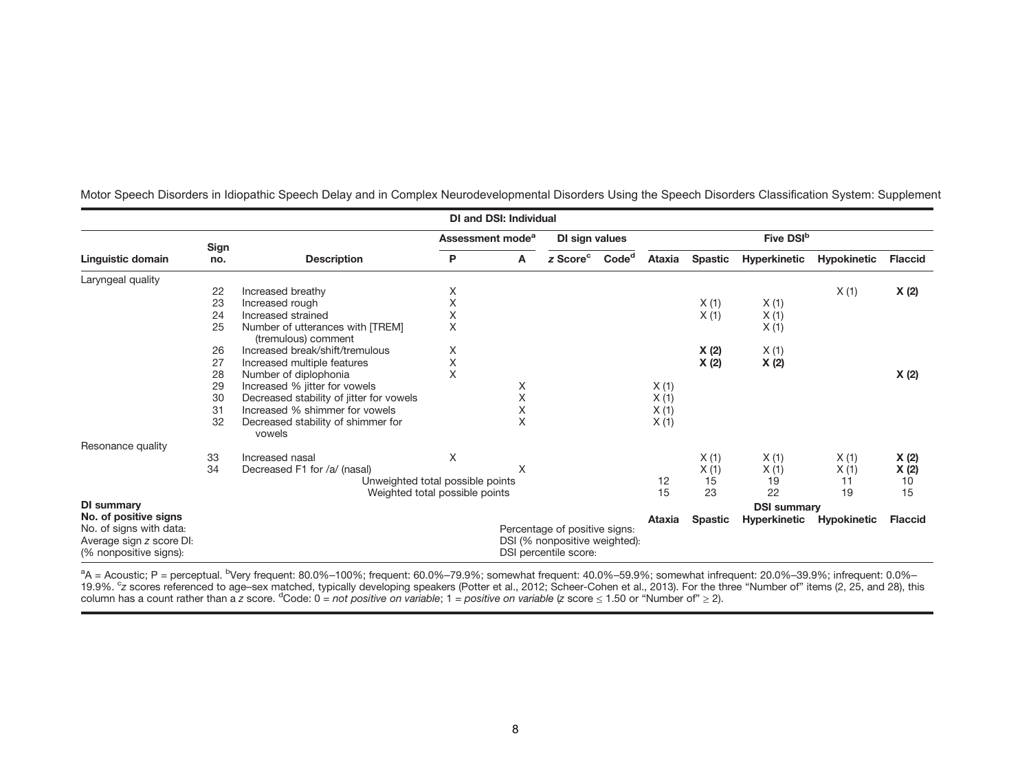Motor Speech Disorders in Idiopathic Speech Delay and in Complex Neurodevelopmental Disorders Using the Speech Disorders Classification System: Supplement

**DI and DSI: Individual**

| Linguistic domain | Sign no. | Description | Assessment mode[a] | | DI sign values | | Five DSI[b] | | | | |
|---|---|---|---|---|---|---|---|---|---|---|---|
| | | | P | A | z Score[c] | Code[d] | Ataxia | Spastic | Hyperkinetic | Hypokinetic | Flaccid |
| Laryngeal quality | | | | | | | | | | | |
| | 22 | Increased breathy | X | | | | | | | X (1) | **X (2)** |
| | 23 | Increased rough | X | | | | | X (1) | X (1) | | |
| | 24 | Increased strained | X | | | | | X (1) | X (1) | | |
| | 25 | Number of utterances with [TREM] (tremulous) comment | X | | | | | | X (1) | | |
| | 26 | Increased break/shift/tremulous | X | | | | | **X (2)** | X (1) | | |
| | 27 | Increased multiple features | X | | | | | **X (2)** | **X (2)** | | |
| | 28 | Number of diplophonia | X | | | | | | | | **X (2)** |
| | 29 | Increased % jitter for vowels | | X | | | X (1) | | | | |
| | 30 | Decreased stability of jitter for vowels | | X | | | X (1) | | | | |
| | 31 | Increased % shimmer for vowels | | X | | | X (1) | | | | |
| | 32 | Decreased stability of shimmer for vowels | | X | | | X (1) | | | | |
| Resonance quality | | | | | | | | | | | |
| | 33 | Increased nasal | X | | | | | X (1) | X (1) | X (1) | **X (2)** |
| | 34 | Decreased F1 for /a/ (nasal) | | X | | | | X (1) | X (1) | X (1) | **X (2)** |
| | | Unweighted total possible points | | | | | 12 | 15 | 19 | 11 | 10 |
| | | Weighted total possible points | | | | | 15 | 23 | 22 | 19 | 15 |
| **DI summary** | | | | | | | **DSI summary** | | | | |
| **No. of positive signs** | | | | | | | **Ataxia** | **Spastic** | **Hyperkinetic** | **Hypokinetic** | **Flaccid** |
| No. of signs with data: | | | | | Percentage of positive signs: | | | | | | |
| Average sign z score DI: | | | | | DSI (% nonpositive weighted): | | | | | | |
| (% nonpositive signs): | | | | | DSI percentile score: | | | | | | |

[a]A = Acoustic; P = perceptual. [b]Very frequent: 80.0%–100%; frequent: 60.0%–79.9%; somewhat frequent: 40.0%–59.9%; somewhat infrequent: 20.0%–39.9%; infrequent: 0.0%–19.9%. [c]z scores referenced to age–sex matched, typically developing speakers (Potter et al., 2012; Scheer-Cohen et al., 2013). For the three "Number of" items (2, 25, and 28), this column has a count rather than a z score. [d]Code: 0 = *not positive on variable*; 1 = *positive on variable* (z score ≤ 1.50 or "Number of" ≥ 2).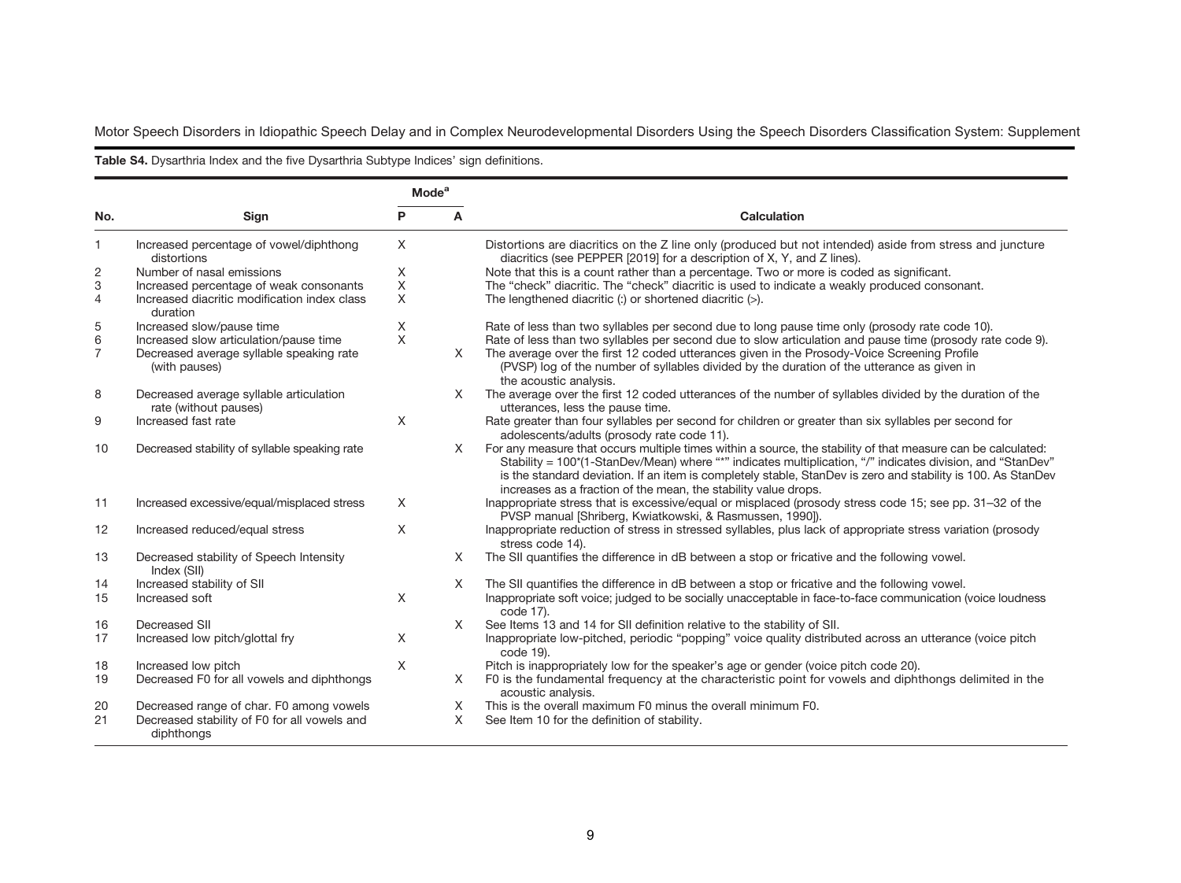**Table S4.** Dysarthria Index and the five Dysarthria Subtype Indices' sign definitions.

| No. | Sign | Mode[a] | | Calculation |
|---|---|---|---|---|
| | | P | A | |
| 1 | Increased percentage of vowel/diphthong distortions | X | | Distortions are diacritics on the Z line only (produced but not intended) aside from stress and juncture diacritics (see PEPPER [2019] for a description of X, Y, and Z lines). |
| 2 | Number of nasal emissions | X | | Note that this is a count rather than a percentage. Two or more is coded as significant. |
| 3 | Increased percentage of weak consonants | X | | The "check" diacritic. The "check" diacritic is used to indicate a weakly produced consonant. |
| 4 | Increased diacritic modification index class duration | X | | The lengthened diacritic (:) or shortened diacritic (>). |
| 5 | Increased slow/pause time | X | | Rate of less than two syllables per second due to long pause time only (prosody rate code 10). |
| 6 | Increased slow articulation/pause time | X | | Rate of less than two syllables per second due to slow articulation and pause time (prosody rate code 9). |
| 7 | Decreased average syllable speaking rate (with pauses) | | X | The average over the first 12 coded utterances given in the Prosody-Voice Screening Profile (PVSP) log of the number of syllables divided by the duration of the utterance as given in the acoustic analysis. |
| 8 | Decreased average syllable articulation rate (without pauses) | | X | The average over the first 12 coded utterances of the number of syllables divided by the duration of the utterances, less the pause time. |
| 9 | Increased fast rate | X | | Rate greater than four syllables per second for children or greater than six syllables per second for adolescents/adults (prosody rate code 11). |
| 10 | Decreased stability of syllable speaking rate | | X | For any measure that occurs multiple times within a source, the stability of that measure can be calculated: Stability = 100*(1-StanDev/Mean) where "*" indicates multiplication, "/" indicates division, and "StanDev" is the standard deviation. If an item is completely stable, StanDev is zero and stability is 100. As StanDev increases as a fraction of the mean, the stability value drops. |
| 11 | Increased excessive/equal/misplaced stress | X | | Inappropriate stress that is excessive/equal or misplaced (prosody stress code 15; see pp. 31–32 of the PVSP manual [Shriberg, Kwiatkowski, & Rasmussen, 1990]). |
| 12 | Increased reduced/equal stress | X | | Inappropriate reduction of stress in stressed syllables, plus lack of appropriate stress variation (prosody stress code 14). |
| 13 | Decreased stability of Speech Intensity Index (SII) | | X | The SII quantifies the difference in dB between a stop or fricative and the following vowel. |
| 14 | Increased stability of SII | | X | The SII quantifies the difference in dB between a stop or fricative and the following vowel. |
| 15 | Increased soft | X | | Inappropriate soft voice; judged to be socially unacceptable in face-to-face communication (voice loudness code 17). |
| 16 | Decreased SII | | X | See Items 13 and 14 for SII definition relative to the stability of SII. |
| 17 | Increased low pitch/glottal fry | X | | Inappropriate low-pitched, periodic "popping" voice quality distributed across an utterance (voice pitch code 19). |
| 18 | Increased low pitch | X | | Pitch is inappropriately low for the speaker's age or gender (voice pitch code 20). |
| 19 | Decreased F0 for all vowels and diphthongs | | X | F0 is the fundamental frequency at the characteristic point for vowels and diphthongs delimited in the acoustic analysis. |
| 20 | Decreased range of char. F0 among vowels | | X | This is the overall maximum F0 minus the overall minimum F0. |
| 21 | Decreased stability of F0 for all vowels and diphthongs | | X | See Item 10 for the definition of stability. |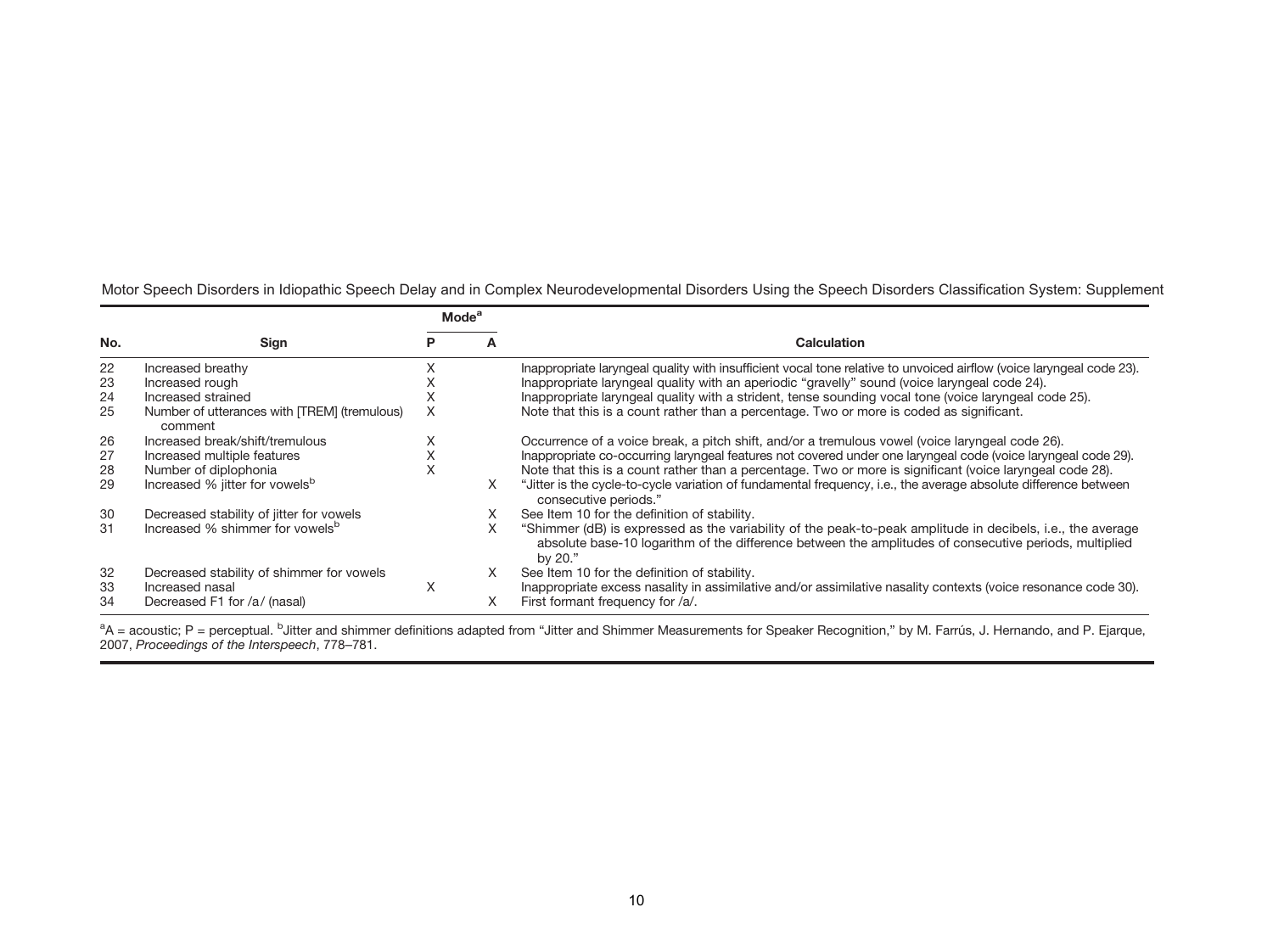| No. | Sign | Mode[a] | | Calculation |
|---|---|---|---|---|
| | | P | A | |
| 22 | Increased breathy | X | | Inappropriate laryngeal quality with insufficient vocal tone relative to unvoiced airflow (voice laryngeal code 23). |
| 23 | Increased rough | X | | Inappropriate laryngeal quality with an aperiodic "gravelly" sound (voice laryngeal code 24). |
| 24 | Increased strained | X | | Inappropriate laryngeal quality with a strident, tense sounding vocal tone (voice laryngeal code 25). |
| 25 | Number of utterances with [TREM] (tremulous) comment | X | | Note that this is a count rather than a percentage. Two or more is coded as significant. |
| 26 | Increased break/shift/tremulous | X | | Occurrence of a voice break, a pitch shift, and/or a tremulous vowel (voice laryngeal code 26). |
| 27 | Increased multiple features | X | | Inappropriate co-occurring laryngeal features not covered under one laryngeal code (voice laryngeal code 29). |
| 28 | Number of diplophonia | X | | Note that this is a count rather than a percentage. Two or more is significant (voice laryngeal code 28). |
| 29 | Increased % jitter for vowels[b] | | X | "Jitter is the cycle-to-cycle variation of fundamental frequency, i.e., the average absolute difference between consecutive periods." |
| 30 | Decreased stability of jitter for vowels | | X | See Item 10 for the definition of stability. |
| 31 | Increased % shimmer for vowels[b] | | X | "Shimmer (dB) is expressed as the variability of the peak-to-peak amplitude in decibels, i.e., the average absolute base-10 logarithm of the difference between the amplitudes of consecutive periods, multiplied by 20." |
| 32 | Decreased stability of shimmer for vowels | | X | See Item 10 for the definition of stability. |
| 33 | Increased nasal | X | | Inappropriate excess nasality in assimilative and/or assimilative nasality contexts (voice resonance code 30). |
| 34 | Decreased F1 for /a/ (nasal) | | X | First formant frequency for /a/. |

[a]A = acoustic; P = perceptual. [b]Jitter and shimmer definitions adapted from "Jitter and Shimmer Measurements for Speaker Recognition," by M. Farrús, J. Hernando, and P. Ejarque, 2007, *Proceedings of the Interspeech*, 778–781.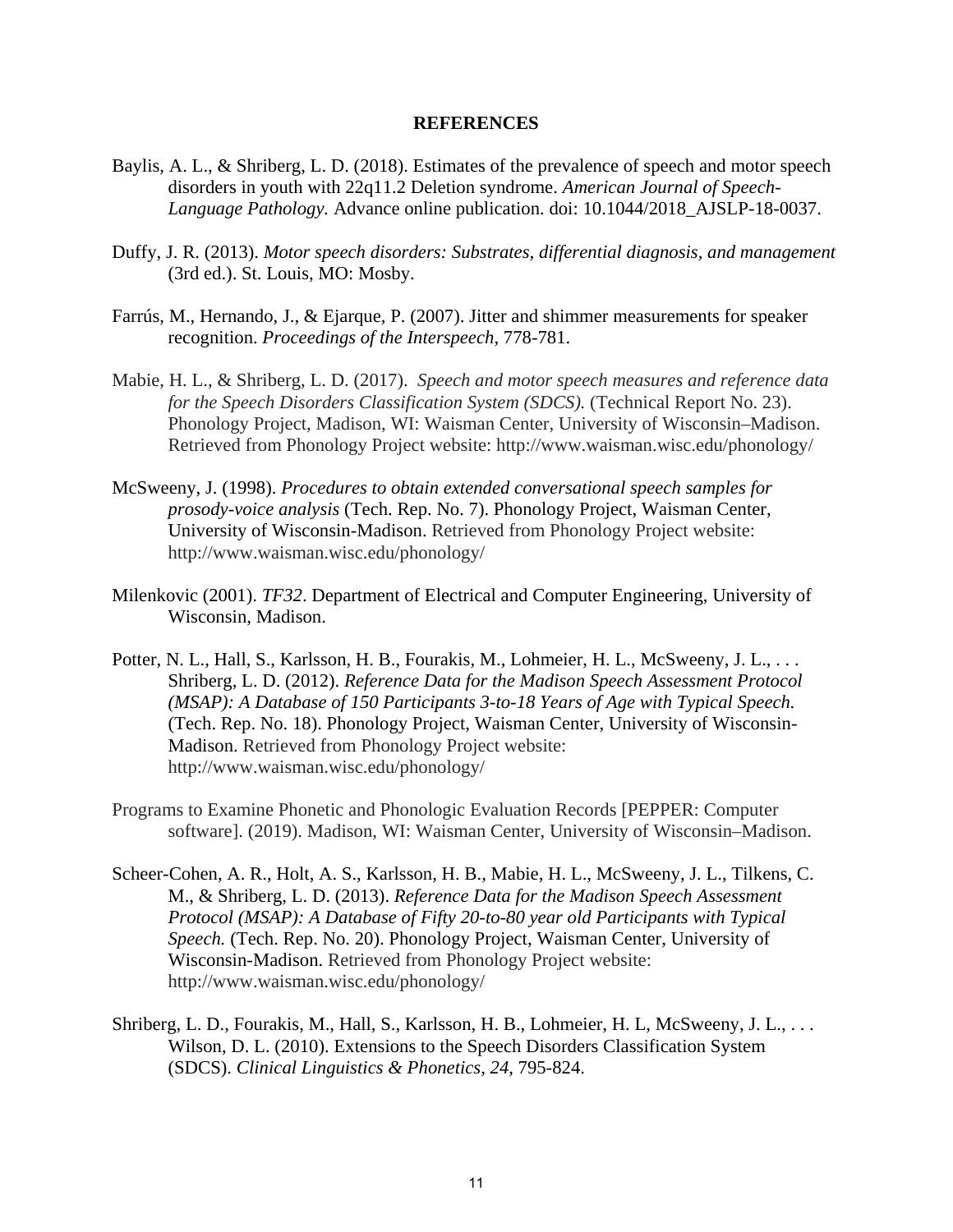# REFERENCES

Baylis, A. L., & Shriberg, L. D. (2018). Estimates of the prevalence of speech and motor speech disorders in youth with 22q11.2 Deletion syndrome. *American Journal of Speech-Language Pathology.* Advance online publication. doi: 10.1044/2018_AJSLP-18-0037.

Duffy, J. R. (2013). *Motor speech disorders: Substrates, differential diagnosis, and management* (3rd ed.). St. Louis, MO: Mosby.

Farrús, M., Hernando, J., & Ejarque, P. (2007). Jitter and shimmer measurements for speaker recognition. *Proceedings of the Interspeech*, 778-781.

Mabie, H. L., & Shriberg, L. D. (2017). *Speech and motor speech measures and reference data for the Speech Disorders Classification System (SDCS).* (Technical Report No. 23). Phonology Project, Madison, WI: Waisman Center, University of Wisconsin–Madison. Retrieved from Phonology Project website: http://www.waisman.wisc.edu/phonology/

McSweeny, J. (1998). *Procedures to obtain extended conversational speech samples for prosody-voice analysis* (Tech. Rep. No. 7). Phonology Project, Waisman Center, University of Wisconsin-Madison. Retrieved from Phonology Project website: http://www.waisman.wisc.edu/phonology/

Milenkovic (2001). *TF32*. Department of Electrical and Computer Engineering, University of Wisconsin, Madison.

Potter, N. L., Hall, S., Karlsson, H. B., Fourakis, M., Lohmeier, H. L., McSweeny, J. L., . . . Shriberg, L. D. (2012). *Reference Data for the Madison Speech Assessment Protocol (MSAP): A Database of 150 Participants 3-to-18 Years of Age with Typical Speech.* (Tech. Rep. No. 18). Phonology Project, Waisman Center, University of Wisconsin-Madison. Retrieved from Phonology Project website: http://www.waisman.wisc.edu/phonology/

Programs to Examine Phonetic and Phonologic Evaluation Records [PEPPER: Computer software]. (2019). Madison, WI: Waisman Center, University of Wisconsin–Madison.

Scheer-Cohen, A. R., Holt, A. S., Karlsson, H. B., Mabie, H. L., McSweeny, J. L., Tilkens, C. M., & Shriberg, L. D. (2013). *Reference Data for the Madison Speech Assessment Protocol (MSAP): A Database of Fifty 20-to-80 year old Participants with Typical Speech.* (Tech. Rep. No. 20). Phonology Project, Waisman Center, University of Wisconsin-Madison. Retrieved from Phonology Project website: http://www.waisman.wisc.edu/phonology/

Shriberg, L. D., Fourakis, M., Hall, S., Karlsson, H. B., Lohmeier, H. L, McSweeny, J. L., . . . Wilson, D. L. (2010). Extensions to the Speech Disorders Classification System (SDCS). *Clinical Linguistics & Phonetics, 24*, 795-824.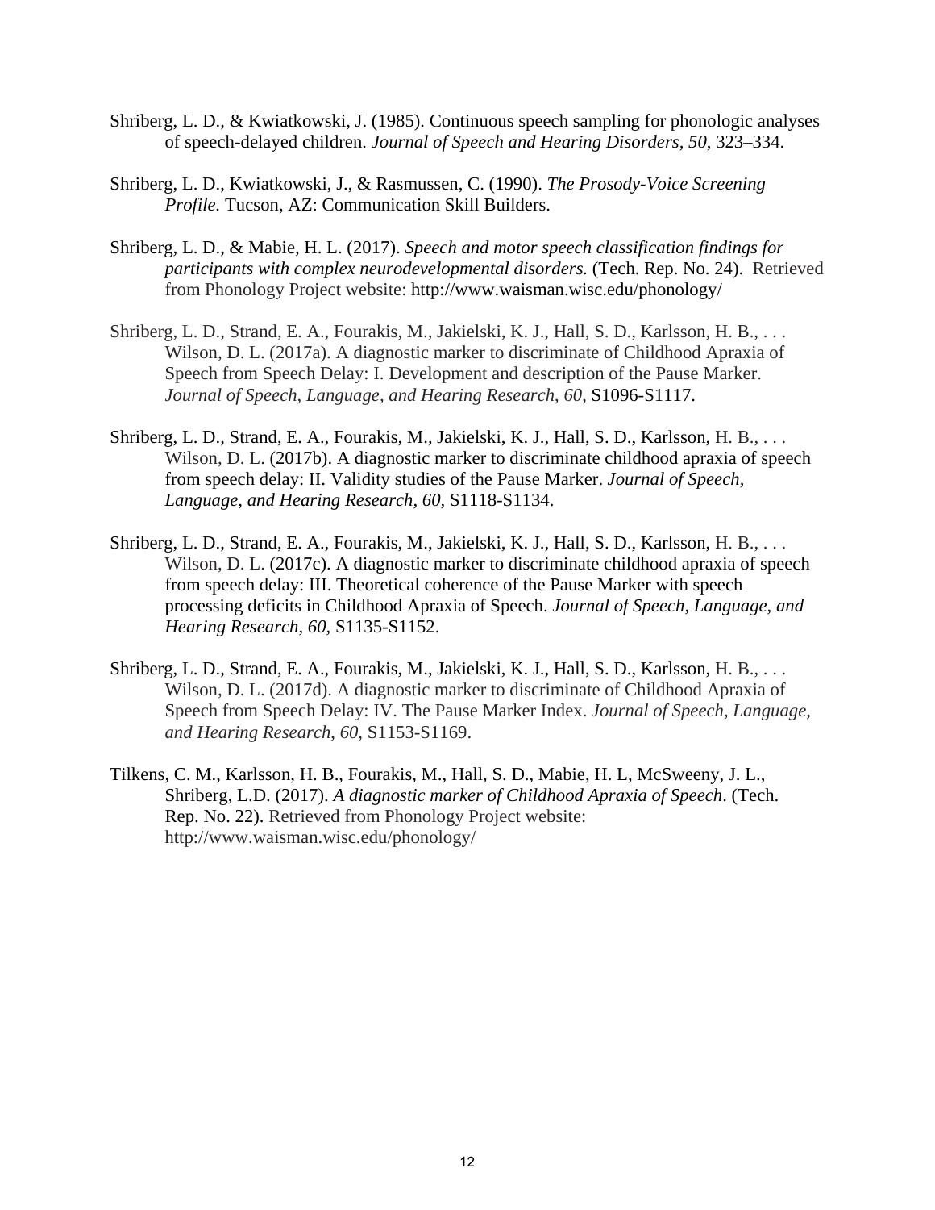Shriberg, L. D., & Kwiatkowski, J. (1985). Continuous speech sampling for phonologic analyses of speech-delayed children. *Journal of Speech and Hearing Disorders*, *50*, 323–334.

Shriberg, L. D., Kwiatkowski, J., & Rasmussen, C. (1990). *The Prosody-Voice Screening Profile.* Tucson, AZ: Communication Skill Builders.

Shriberg, L. D., & Mabie, H. L. (2017). *Speech and motor speech classification findings for participants with complex neurodevelopmental disorders.* (Tech. Rep. No. 24). Retrieved from Phonology Project website: http://www.waisman.wisc.edu/phonology/

Shriberg, L. D., Strand, E. A., Fourakis, M., Jakielski, K. J., Hall, S. D., Karlsson, H. B., . . . Wilson, D. L. (2017a). A diagnostic marker to discriminate of Childhood Apraxia of Speech from Speech Delay: I. Development and description of the Pause Marker. *Journal of Speech, Language, and Hearing Research*, *60,* S1096-S1117.

Shriberg, L. D., Strand, E. A., Fourakis, M., Jakielski, K. J., Hall, S. D., Karlsson, H. B., . . . Wilson, D. L. (2017b). A diagnostic marker to discriminate childhood apraxia of speech from speech delay: II. Validity studies of the Pause Marker. *Journal of Speech, Language, and Hearing Research, 60,* S1118-S1134.

Shriberg, L. D., Strand, E. A., Fourakis, M., Jakielski, K. J., Hall, S. D., Karlsson, H. B., . . . Wilson, D. L. (2017c). A diagnostic marker to discriminate childhood apraxia of speech from speech delay: III. Theoretical coherence of the Pause Marker with speech processing deficits in Childhood Apraxia of Speech. *Journal of Speech, Language, and Hearing Research, 60,* S1135-S1152.

Shriberg, L. D., Strand, E. A., Fourakis, M., Jakielski, K. J., Hall, S. D., Karlsson, H. B., . . . Wilson, D. L. (2017d). A diagnostic marker to discriminate of Childhood Apraxia of Speech from Speech Delay: IV. The Pause Marker Index. *Journal of Speech, Language, and Hearing Research*, *60,* S1153-S1169.

Tilkens, C. M., Karlsson, H. B., Fourakis, M., Hall, S. D., Mabie, H. L, McSweeny, J. L., Shriberg, L.D. (2017). *A diagnostic marker of Childhood Apraxia of Speech*. (Tech. Rep. No. 22). Retrieved from Phonology Project website: http://www.waisman.wisc.edu/phonology/